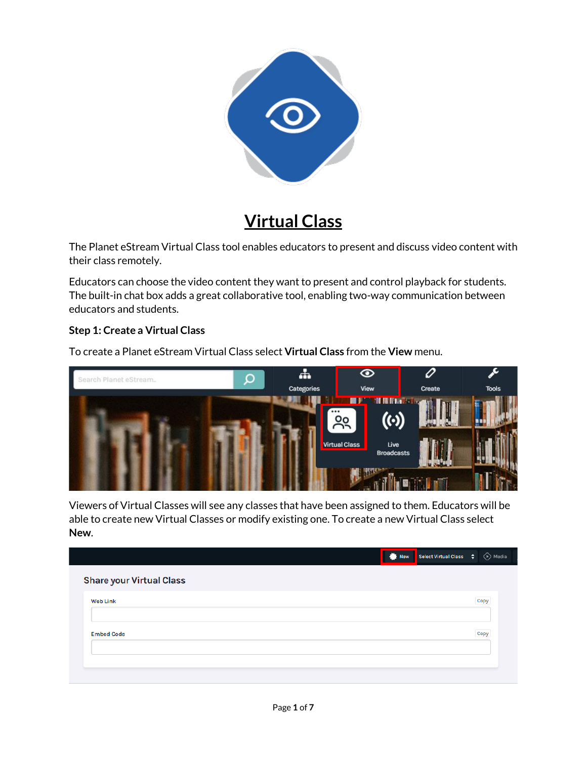# Virtual Class

The Planet eStream Virtual Class tool enables educators to present and discuss video content with their class remotely.

Educators can choose the video content they want to present and control playback for students. The built-in chat box adds a great collaborative tool, enabling two-way communication between educators and students.

**Step 1: Create a Virtual Class**

To create a Planet eStream Virtual Class select **Virtual Class** from the **View** menu.

Viewers of Virtual Classes will see any classes that have been assigned to them. Educators will be able to create new Virtual Classes or modify existing one. To create a new Virtual Class select **New**.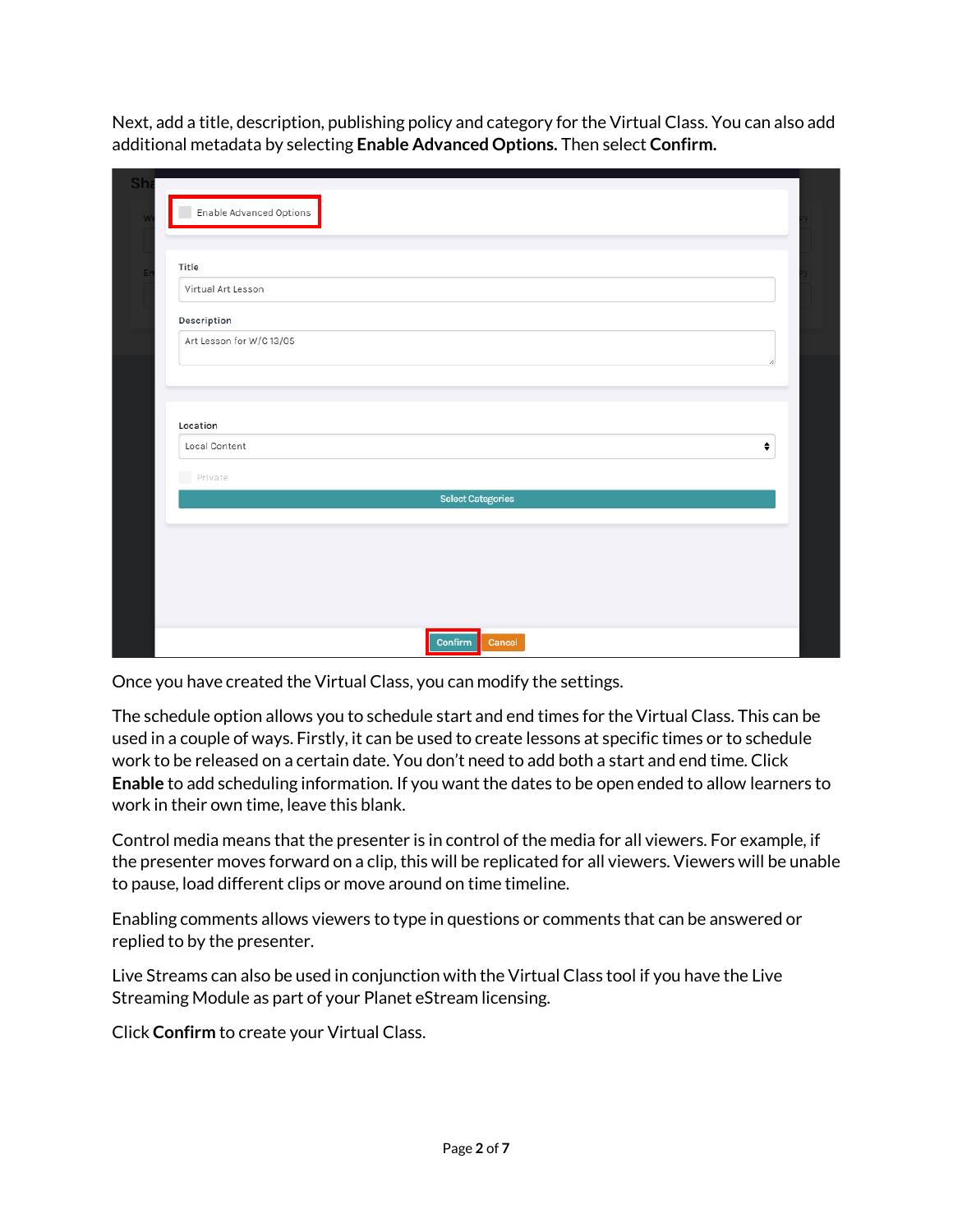Next, add a title, description, publishing policy and category for the Virtual Class. You can also add additional metadata by selecting **Enable Advanced Options.** Then select **Confirm.**

Once you have created the Virtual Class, you can modify the settings.

The schedule option allows you to schedule start and end times for the Virtual Class. This can be used in a couple of ways. Firstly, it can be used to create lessons at specific times or to schedule work to be released on a certain date. You don't need to add both a start and end time. Click **Enable** to add scheduling information. If you want the dates to be open ended to allow learners to work in their own time, leave this blank.

Control media means that the presenter is in control of the media for all viewers. For example, if the presenter moves forward on a clip, this will be replicated for all viewers. Viewers will be unable to pause, load different clips or move around on time timeline.

Enabling comments allows viewers to type in questions or comments that can be answered or replied to by the presenter.

Live Streams can also be used in conjunction with the Virtual Class tool if you have the Live Streaming Module as part of your Planet eStream licensing.

Click **Confirm** to create your Virtual Class.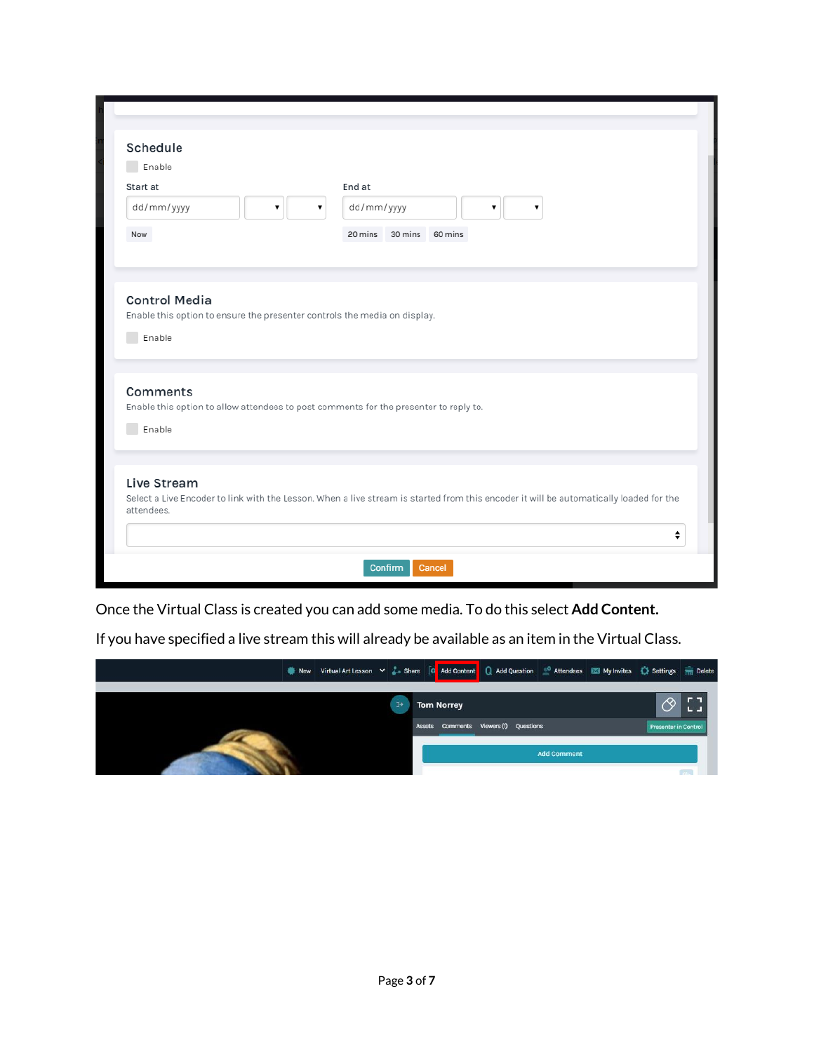Once the Virtual Class is created you can add some media. To do this select **Add Content.**

If you have specified a live stream this will already be available as an item in the Virtual Class.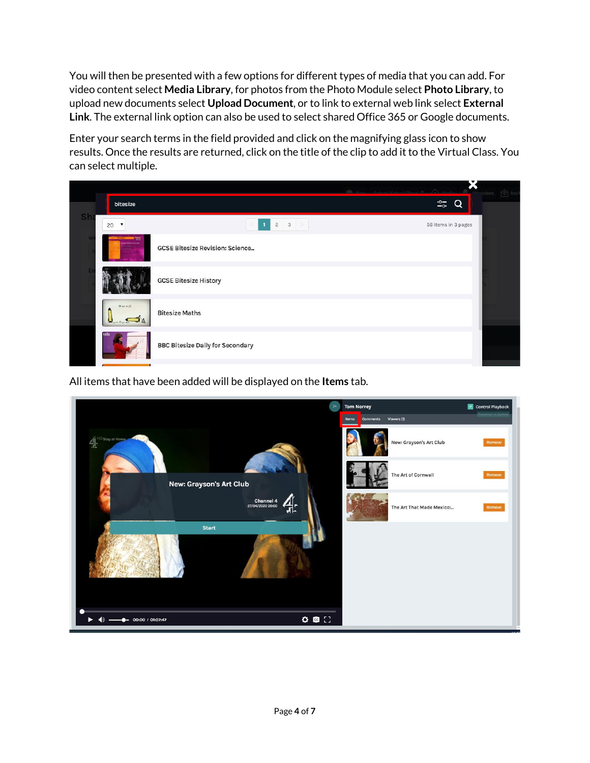You will then be presented with a few options for different types of media that you can add. For video content select **Media Library**, for photos from the Photo Module select **Photo Library**, to upload new documents select **Upload Document**, or to link to external web link select **External Link**. The external link option can also be used to select shared Office 365 or Google documents.

Enter your search terms in the field provided and click on the magnifying glass icon to show results. Once the results are returned, click on the title of the clip to add it to the Virtual Class. You can select multiple.

All items that have been added will be displayed on the **Items** tab.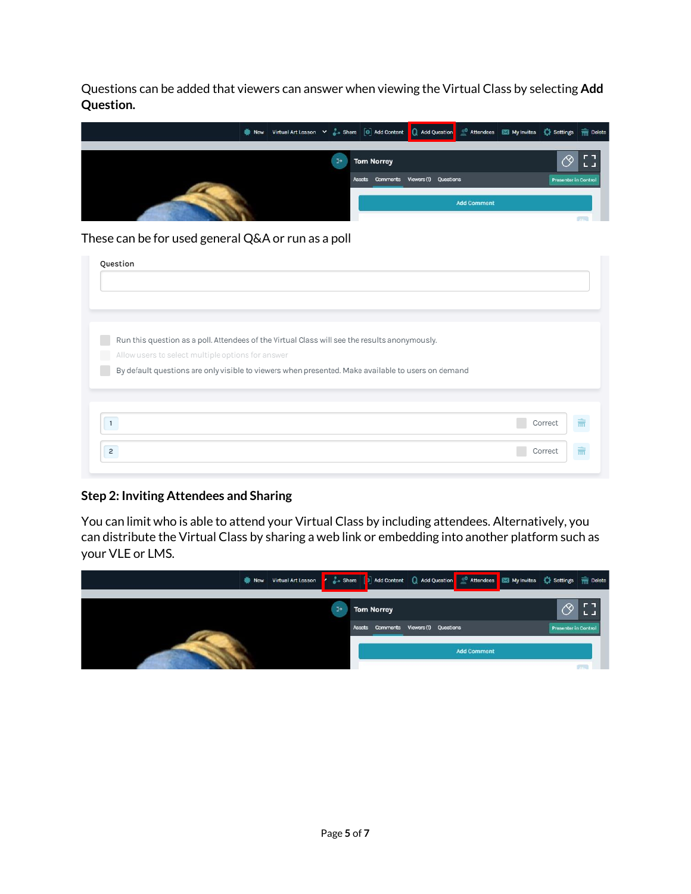Questions can be added that viewers can answer when viewing the Virtual Class by selecting **Add Question.**

These can be for used general Q&A or run as a poll

### Step 2: Inviting Attendees and Sharing

You can limit who is able to attend your Virtual Class by including attendees. Alternatively, you can distribute the Virtual Class by sharing a web link or embedding into another platform such as your VLE or LMS.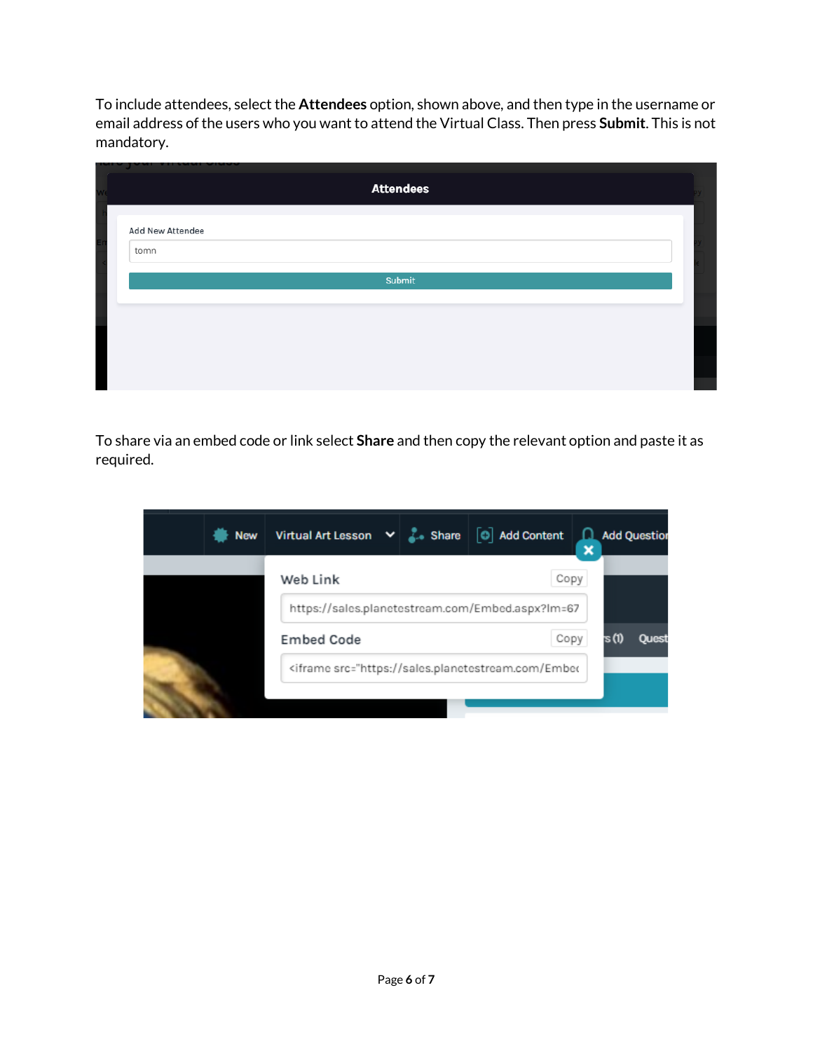To include attendees, select the **Attendees** option, shown above, and then type in the username or email address of the users who you want to attend the Virtual Class. Then press **Submit**. This is not mandatory.

To share via an embed code or link select **Share** and then copy the relevant option and paste it as required.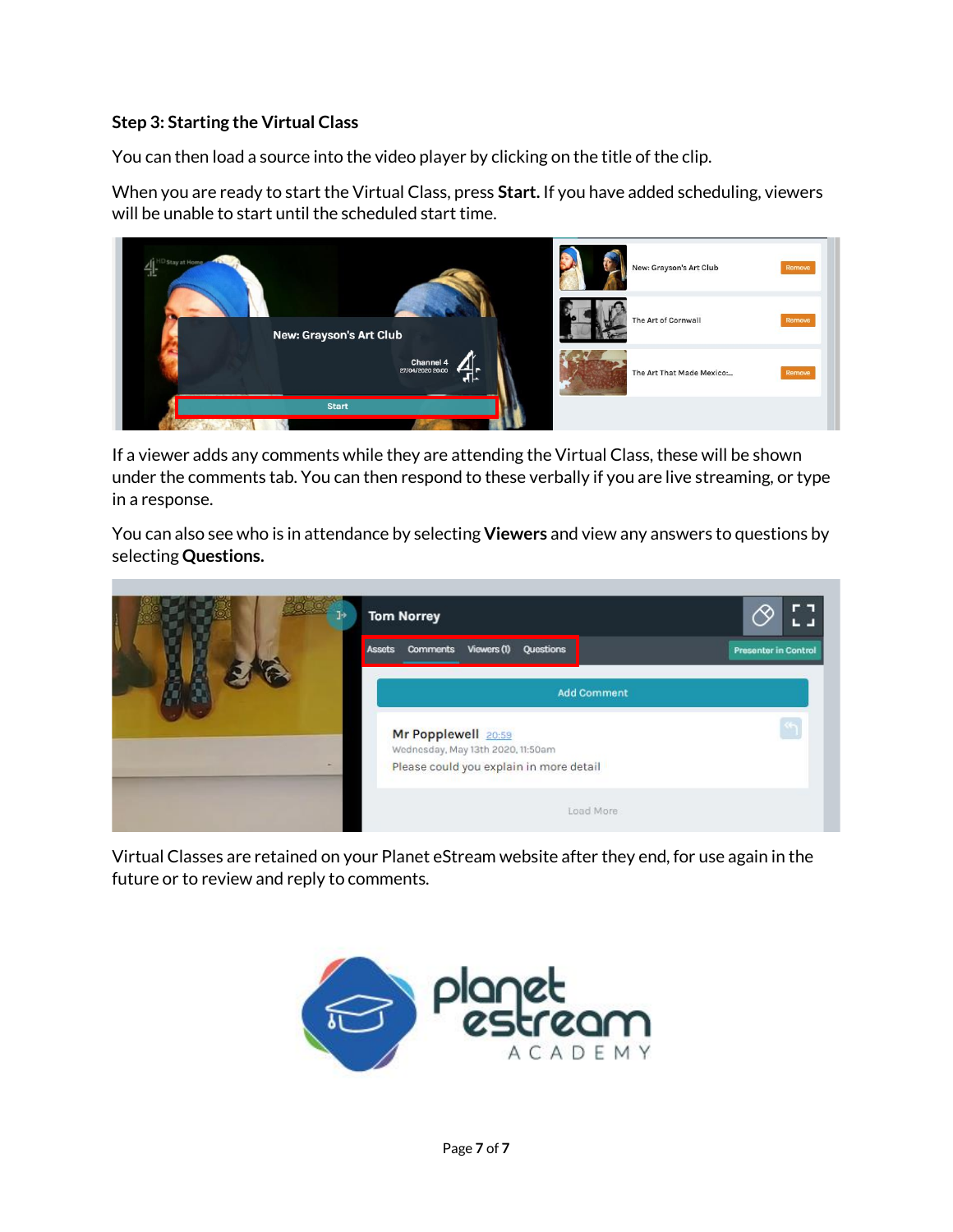**Step 3: Starting the Virtual Class**

You can then load a source into the video player by clicking on the title of the clip.

When you are ready to start the Virtual Class, press **Start.** If you have added scheduling, viewers will be unable to start until the scheduled start time.

If a viewer adds any comments while they are attending the Virtual Class, these will be shown under the comments tab. You can then respond to these verbally if you are live streaming, or type in a response.

You can also see who is in attendance by selecting **Viewers** and view any answers to questions by selecting **Questions.**

Virtual Classes are retained on your Planet eStream website after they end, for use again in the future or to review and reply to comments.